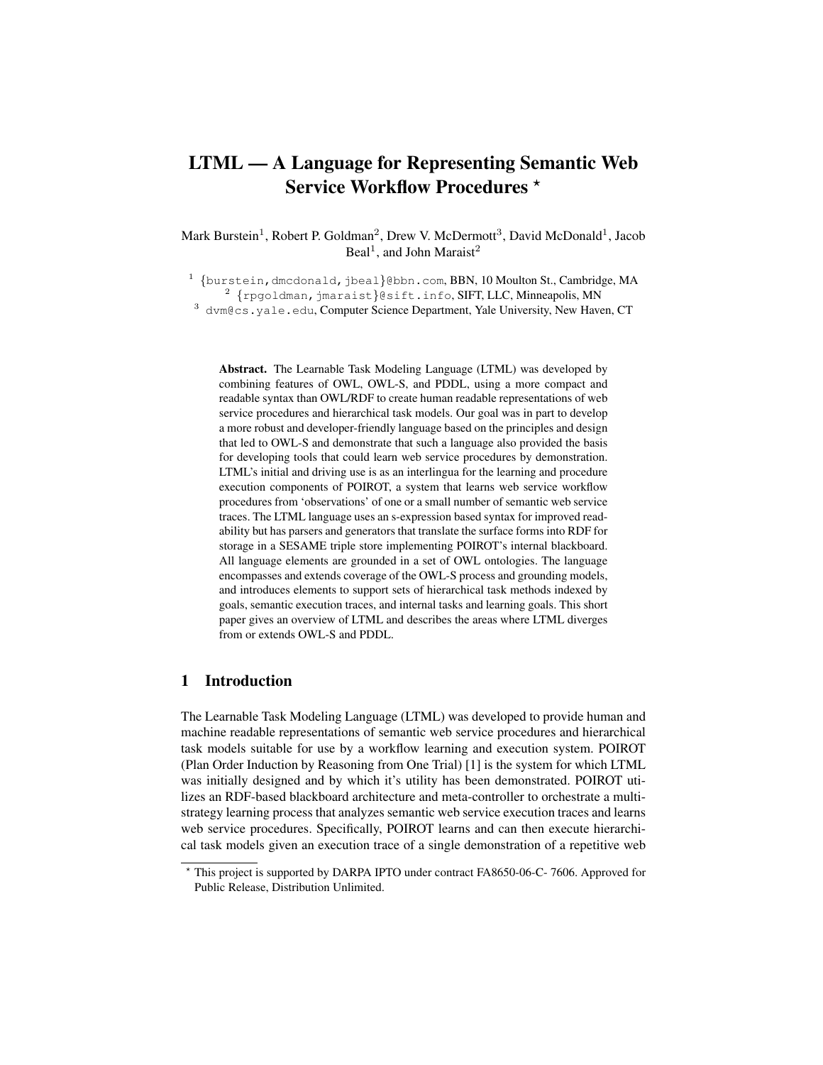# LTML — A Language for Representing Semantic Web Service Workflow Procedures *

Mark Burstein[1], Robert P. Goldman[2], Drew V. McDermott[3], David McDonald[1], Jacob Beal[1], and John Maraist[2]

[1] {burstein,dmcdonald,jbeal}@bbn.com, BBN, 10 Moulton St., Cambridge, MA
[2] {rpgoldman,jmaraist}@sift.info, SIFT, LLC, Minneapolis, MN
[3] dvm@cs.yale.edu, Computer Science Department, Yale University, New Haven, CT

**Abstract.** The Learnable Task Modeling Language (LTML) was developed by combining features of OWL, OWL-S, and PDDL, using a more compact and readable syntax than OWL/RDF to create human readable representations of web service procedures and hierarchical task models. Our goal was in part to develop a more robust and developer-friendly language based on the principles and design that led to OWL-S and demonstrate that such a language also provided the basis for developing tools that could learn web service procedures by demonstration. LTML's initial and driving use is as an interlingua for the learning and procedure execution components of POIROT, a system that learns web service workflow procedures from 'observations' of one or a small number of semantic web service traces. The LTML language uses an s-expression based syntax for improved readability but has parsers and generators that translate the surface forms into RDF for storage in a SESAME triple store implementing POIROT's internal blackboard. All language elements are grounded in a set of OWL ontologies. The language encompasses and extends coverage of the OWL-S process and grounding models, and introduces elements to support sets of hierarchical task methods indexed by goals, semantic execution traces, and internal tasks and learning goals. This short paper gives an overview of LTML and describes the areas where LTML diverges from or extends OWL-S and PDDL.

## 1 Introduction

The Learnable Task Modeling Language (LTML) was developed to provide human and machine readable representations of semantic web service procedures and hierarchical task models suitable for use by a workflow learning and execution system. POIROT (Plan Order Induction by Reasoning from One Trial) [1] is the system for which LTML was initially designed and by which it's utility has been demonstrated. POIROT utilizes an RDF-based blackboard architecture and meta-controller to orchestrate a multi-strategy learning process that analyzes semantic web service execution traces and learns web service procedures. Specifically, POIROT learns and can then execute hierarchical task models given an execution trace of a single demonstration of a repetitive web

* This project is supported by DARPA IPTO under contract FA8650-06-C- 7606. Approved for Public Release, Distribution Unlimited.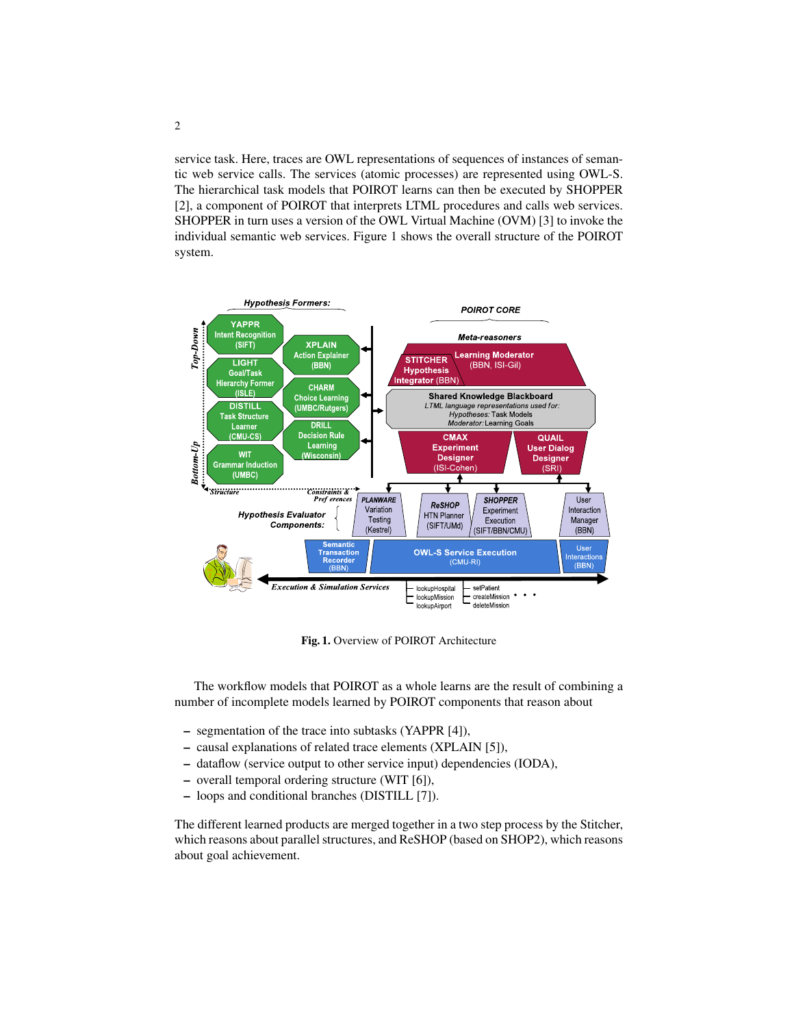service task. Here, traces are OWL representations of sequences of instances of semantic web service calls. The services (atomic processes) are represented using OWL-S. The hierarchical task models that POIROT learns can then be executed by SHOPPER [2], a component of POIROT that interprets LTML procedures and calls web services. SHOPPER in turn uses a version of the OWL Virtual Machine (OVM) [3] to invoke the individual semantic web services. Figure 1 shows the overall structure of the POIROT system.

**Fig. 1.** Overview of POIROT Architecture

The workflow models that POIROT as a whole learns are the result of combining a number of incomplete models learned by POIROT components that reason about

- segmentation of the trace into subtasks (YAPPR [4]),
- causal explanations of related trace elements (XPLAIN [5]),
- dataflow (service output to other service input) dependencies (IODA),
- overall temporal ordering structure (WIT [6]),
- loops and conditional branches (DISTILL [7]).

The different learned products are merged together in a two step process by the Stitcher, which reasons about parallel structures, and ReSHOP (based on SHOP2), which reasons about goal achievement.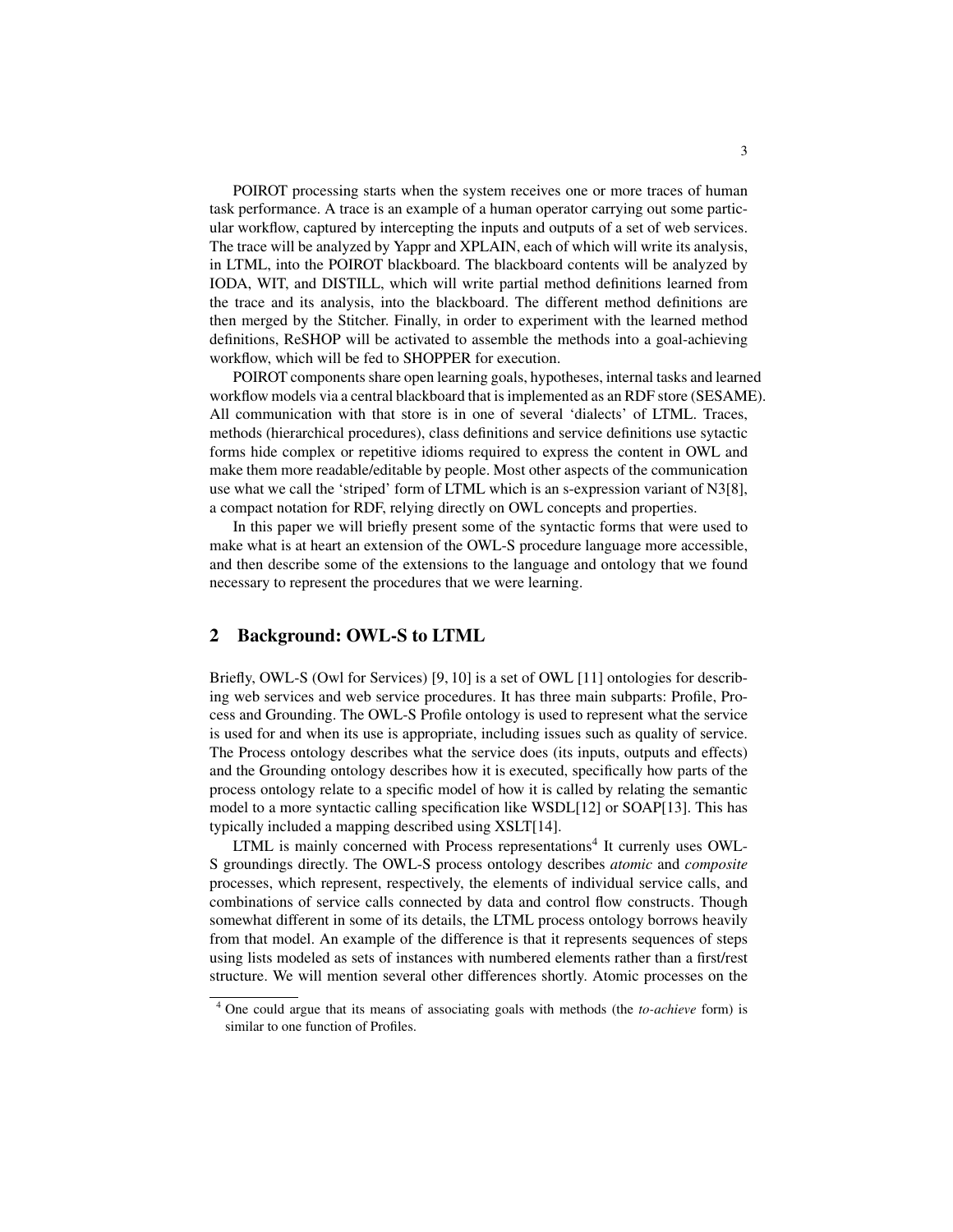POIROT processing starts when the system receives one or more traces of human task performance. A trace is an example of a human operator carrying out some particular workflow, captured by intercepting the inputs and outputs of a set of web services. The trace will be analyzed by Yappr and XPLAIN, each of which will write its analysis, in LTML, into the POIROT blackboard. The blackboard contents will be analyzed by IODA, WIT, and DISTILL, which will write partial method definitions learned from the trace and its analysis, into the blackboard. The different method definitions are then merged by the Stitcher. Finally, in order to experiment with the learned method definitions, ReSHOP will be activated to assemble the methods into a goal-achieving workflow, which will be fed to SHOPPER for execution.

POIROT components share open learning goals, hypotheses, internal tasks and learned workflow models via a central blackboard that is implemented as an RDF store (SESAME). All communication with that store is in one of several 'dialects' of LTML. Traces, methods (hierarchical procedures), class definitions and service definitions use sytactic forms hide complex or repetitive idioms required to express the content in OWL and make them more readable/editable by people. Most other aspects of the communication use what we call the 'striped' form of LTML which is an s-expression variant of N3[8], a compact notation for RDF, relying directly on OWL concepts and properties.

In this paper we will briefly present some of the syntactic forms that were used to make what is at heart an extension of the OWL-S procedure language more accessible, and then describe some of the extensions to the language and ontology that we found necessary to represent the procedures that we were learning.

## 2 Background: OWL-S to LTML

Briefly, OWL-S (Owl for Services) [9, 10] is a set of OWL [11] ontologies for describing web services and web service procedures. It has three main subparts: Profile, Process and Grounding. The OWL-S Profile ontology is used to represent what the service is used for and when its use is appropriate, including issues such as quality of service. The Process ontology describes what the service does (its inputs, outputs and effects) and the Grounding ontology describes how it is executed, specifically how parts of the process ontology relate to a specific model of how it is called by relating the semantic model to a more syntactic calling specification like WSDL[12] or SOAP[13]. This has typically included a mapping described using XSLT[14].

LTML is mainly concerned with Process representations[4] It currently uses OWL-S groundings directly. The OWL-S process ontology describes *atomic* and *composite* processes, which represent, respectively, the elements of individual service calls, and combinations of service calls connected by data and control flow constructs. Though somewhat different in some of its details, the LTML process ontology borrows heavily from that model. An example of the difference is that it represents sequences of steps using lists modeled as sets of instances with numbered elements rather than a first/rest structure. We will mention several other differences shortly. Atomic processes on the

[4] One could argue that its means of associating goals with methods (the *to-achieve* form) is similar to one function of Profiles.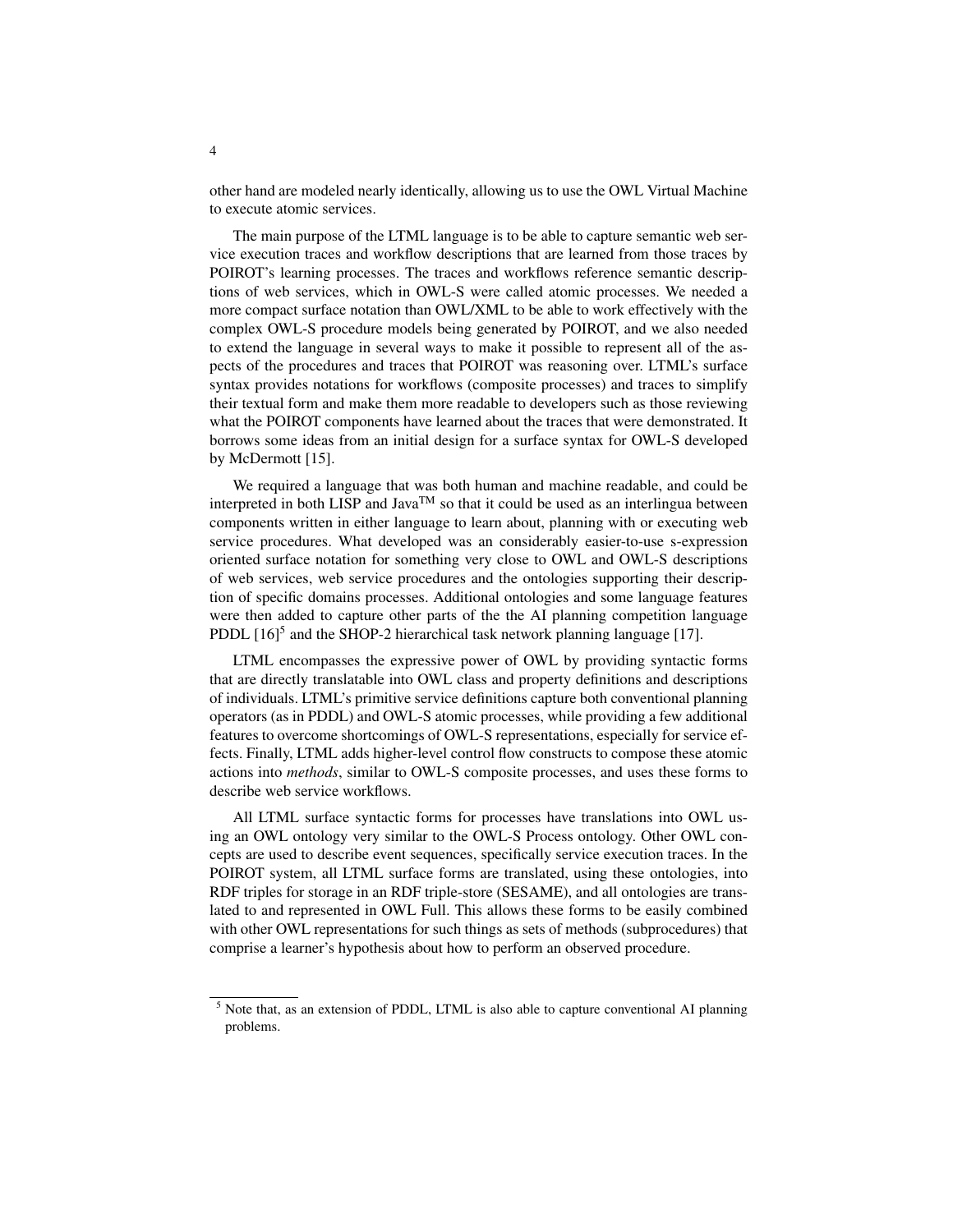other hand are modeled nearly identically, allowing us to use the OWL Virtual Machine to execute atomic services.

The main purpose of the LTML language is to be able to capture semantic web service execution traces and workflow descriptions that are learned from those traces by POIROT's learning processes. The traces and workflows reference semantic descriptions of web services, which in OWL-S were called atomic processes. We needed a more compact surface notation than OWL/XML to be able to work effectively with the complex OWL-S procedure models being generated by POIROT, and we also needed to extend the language in several ways to make it possible to represent all of the aspects of the procedures and traces that POIROT was reasoning over. LTML's surface syntax provides notations for workflows (composite processes) and traces to simplify their textual form and make them more readable to developers such as those reviewing what the POIROT components have learned about the traces that were demonstrated. It borrows some ideas from an initial design for a surface syntax for OWL-S developed by McDermott [15].

We required a language that was both human and machine readable, and could be interpreted in both LISP and Java™ so that it could be used as an interlingua between components written in either language to learn about, planning with or executing web service procedures. What developed was an considerably easier-to-use s-expression oriented surface notation for something very close to OWL and OWL-S descriptions of web services, web service procedures and the ontologies supporting their description of specific domains processes. Additional ontologies and some language features were then added to capture other parts of the the AI planning competition language PDDL [16][5] and the SHOP-2 hierarchical task network planning language [17].

LTML encompasses the expressive power of OWL by providing syntactic forms that are directly translatable into OWL class and property definitions and descriptions of individuals. LTML's primitive service definitions capture both conventional planning operators (as in PDDL) and OWL-S atomic processes, while providing a few additional features to overcome shortcomings of OWL-S representations, especially for service effects. Finally, LTML adds higher-level control flow constructs to compose these atomic actions into *methods*, similar to OWL-S composite processes, and uses these forms to describe web service workflows.

All LTML surface syntactic forms for processes have translations into OWL using an OWL ontology very similar to the OWL-S Process ontology. Other OWL concepts are used to describe event sequences, specifically service execution traces. In the POIROT system, all LTML surface forms are translated, using these ontologies, into RDF triples for storage in an RDF triple-store (SESAME), and all ontologies are translated to and represented in OWL Full. This allows these forms to be easily combined with other OWL representations for such things as sets of methods (subprocedures) that comprise a learner's hypothesis about how to perform an observed procedure.

[5] Note that, as an extension of PDDL, LTML is also able to capture conventional AI planning problems.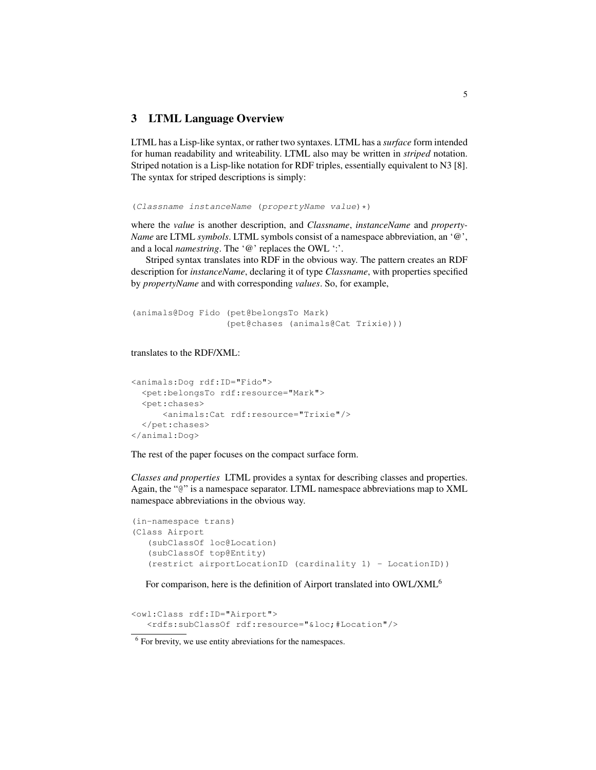## 3 LTML Language Overview

LTML has a Lisp-like syntax, or rather two syntaxes. LTML has a *surface* form intended for human readability and writeability. LTML also may be written in *striped* notation. Striped notation is a Lisp-like notation for RDF triples, essentially equivalent to N3 [8]. The syntax for striped descriptions is simply:

```
(Classname instanceName (propertyName value)*)
```

where the *value* is another description, and *Classname*, *instanceName* and *propertyName* are LTML *symbols*. LTML symbols consist of a namespace abbreviation, an '@', and a local *namestring*. The '@' replaces the OWL ':'.

Striped syntax translates into RDF in the obvious way. The pattern creates an RDF description for *instanceName*, declaring it of type *Classname*, with properties specified by *propertyName* and with corresponding *values*. So, for example,

```
(animals@Dog Fido (pet@belongsTo Mark)
                  (pet@chases (animals@Cat Trixie)))
```

translates to the RDF/XML:

```
<animals:Dog rdf:ID="Fido">
  <pet:belongsTo rdf:resource="Mark">
  <pet:chases>
      <animals:Cat rdf:resource="Trixie"/>
  </pet:chases>
</animal:Dog>
```

The rest of the paper focuses on the compact surface form.

*Classes and properties* LTML provides a syntax for describing classes and properties. Again, the "@" is a namespace separator. LTML namespace abbreviations map to XML namespace abbreviations in the obvious way.

```
(in-namespace trans)
(Class Airport
   (subClassOf loc@Location)
   (subClassOf top@Entity)
   (restrict airportLocationID (cardinality 1) - LocationID))
```

For comparison, here is the definition of Airport translated into OWL/XML[6]

```
<owl:Class rdf:ID="Airport">
   <rdfs:subClassOf rdf:resource="&loc;#Location"/>
```

[6] For brevity, we use entity abreviations for the namespaces.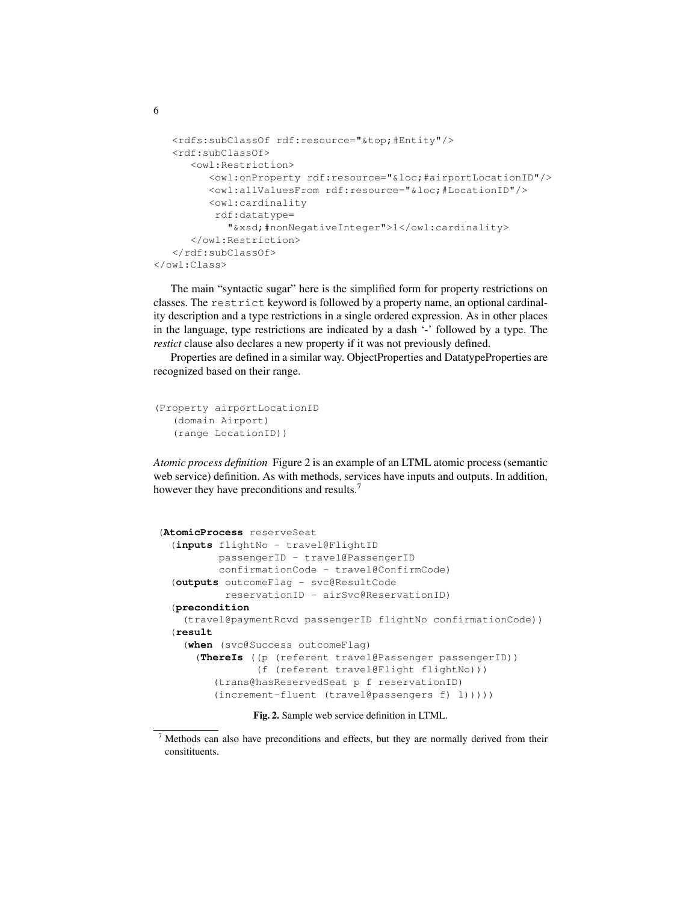```
   <rdfs:subClassOf rdf:resource="&top;#Entity"/>
   <rdf:subClassOf>
      <owl:Restriction>
         <owl:onProperty rdf:resource="&loc;#airportLocationID"/>
         <owl:allValuesFrom rdf:resource="&loc;#LocationID"/>
         <owl:cardinality
          rdf:datatype=
            "&xsd;#nonNegativeInteger">1</owl:cardinality>
      </owl:Restriction>
   </rdf:subClassOf>
</owl:Class>
```

The main "syntactic sugar" here is the simplified form for property restrictions on classes. The `restrict` keyword is followed by a property name, an optional cardinality description and a type restrictions in a single ordered expression. As in other places in the language, type restrictions are indicated by a dash '-' followed by a type. The *restict* clause also declares a new property if it was not previously defined.

Properties are defined in a similar way. ObjectProperties and DatatypeProperties are recognized based on their range.

```
(Property airportLocationID
   (domain Airport)
   (range LocationID))
```

*Atomic process definition* Figure 2 is an example of an LTML atomic process (semantic web service) definition. As with methods, services have inputs and outputs. In addition, however they have preconditions and results.[7]

```
(AtomicProcess reserveSeat
  (inputs flightNo - travel@FlightID
          passengerID - travel@PassengerID
          confirmationCode - travel@ConfirmCode)
  (outputs outcomeFlag - svc@ResultCode
           reservationID - airSvc@ReservationID)
  (precondition
    (travel@paymentRcvd passengerID flightNo confirmationCode))
  (result
    (when (svc@Success outcomeFlag)
      (ThereIs ((p (referent travel@Passenger passengerID))
                (f (referent travel@Flight flightNo)))
         (trans@hasReservedSeat p f reservationID)
         (increment-fluent (travel@passengers f) 1)))))
```

**Fig. 2.** Sample web service definition in LTML.

[7] Methods can also have preconditions and effects, but they are normally derived from their consitituents.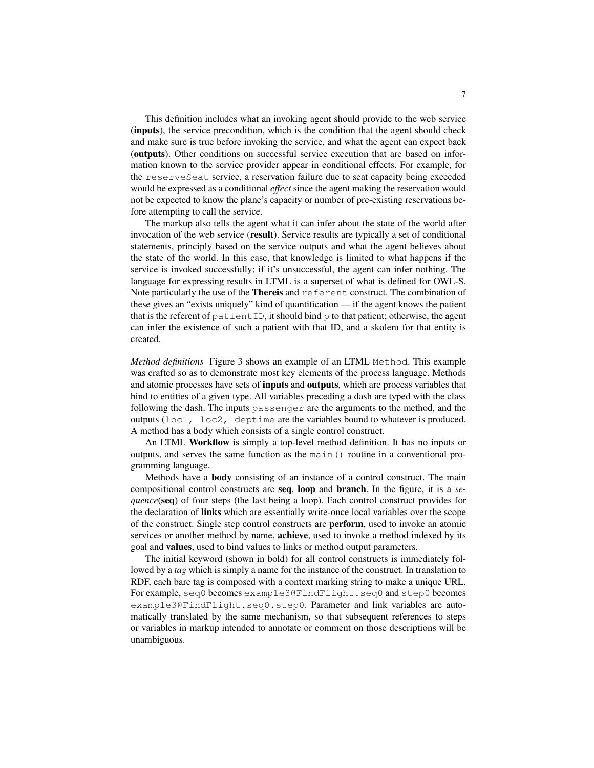This definition includes what an invoking agent should provide to the web service (**inputs**), the service precondition, which is the condition that the agent should check and make sure is true before invoking the service, and what the agent can expect back (**outputs**). Other conditions on successful service execution that are based on information known to the service provider appear in conditional effects. For example, for the `reserveSeat` service, a reservation failure due to seat capacity being exceeded would be expressed as a conditional *effect* since the agent making the reservation would not be expected to know the plane's capacity or number of pre-existing reservations before attempting to call the service.

The markup also tells the agent what it can infer about the state of the world after invocation of the web service (**result**). Service results are typically a set of conditional statements, principly based on the service outputs and what the agent believes about the state of the world. In this case, that knowledge is limited to what happens if the service is invoked successfully; if it's unsuccessful, the agent can infer nothing. The language for expressing results in LTML is a superset of what is defined for OWL-S. Note particularly the use of the **Thereis** and `referent` construct. The combination of these gives an "exists uniquely" kind of quantification — if the agent knows the patient that is the referent of `patientID`, it should bind `p` to that patient; otherwise, the agent can infer the existence of such a patient with that ID, and a skolem for that entity is created.

*Method definitions* Figure 3 shows an example of an LTML `Method`. This example was crafted so as to demonstrate most key elements of the process language. Methods and atomic processes have sets of **inputs** and **outputs**, which are process variables that bind to entities of a given type. All variables preceding a dash are typed with the class following the dash. The inputs `passenger` are the arguments to the method, and the outputs (`loc1, loc2, deptime` are the variables bound to whatever is produced. A method has a body which consists of a single control construct.

An LTML **Workflow** is simply a top-level method definition. It has no inputs or outputs, and serves the same function as the `main()` routine in a conventional programming language.

Methods have a **body** consisting of an instance of a control construct. The main compositional control constructs are **seq**, **loop** and **branch**. In the figure, it is a *sequence*(**seq**) of four steps (the last being a loop). Each control construct provides for the declaration of **links** which are essentially write-once local variables over the scope of the construct. Single step control constructs are **perform**, used to invoke an atomic services or another method by name, **achieve**, used to invoke a method indexed by its goal and **values**, used to bind values to links or method output parameters.

The initial keyword (shown in bold) for all control constructs is immediately followed by a *tag* which is simply a name for the instance of the construct. In translation to RDF, each bare tag is composed with a context marking string to make a unique URL. For example, `seq0` becomes `example3@FindFlight.seq0` and `step0` becomes `example3@FindFlight.seq0.step0`. Parameter and link variables are automatically translated by the same mechanism, so that subsequent references to steps or variables in markup intended to annotate or comment on those descriptions will be unambiguous.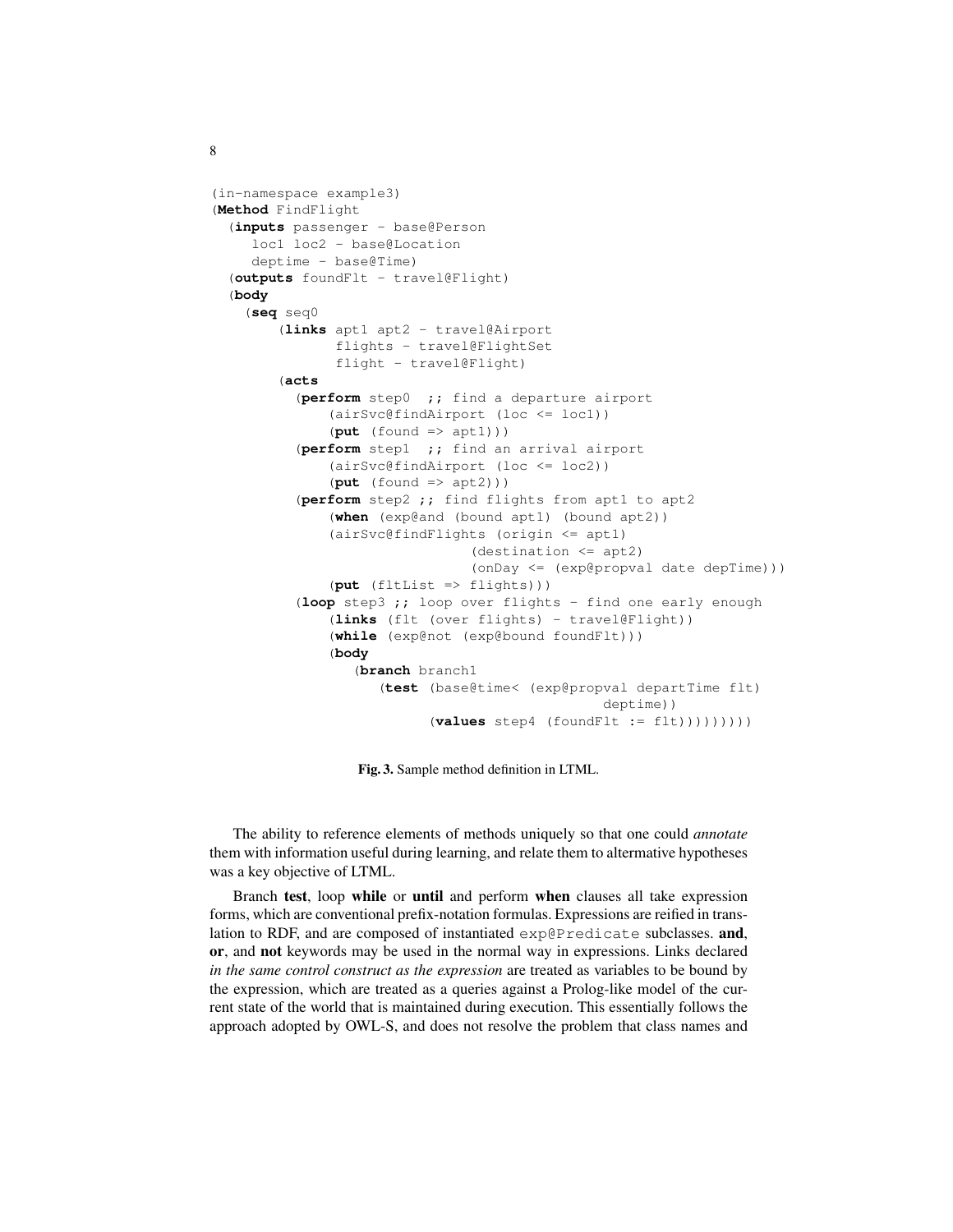```
(in-namespace example3)
(Method FindFlight
  (inputs passenger - base@Person
    loc1 loc2 - base@Location
    deptime - base@Time)
  (outputs foundFlt - travel@Flight)
  (body
    (seq seq0
       (links apt1 apt2 - travel@Airport
              flights - travel@FlightSet
              flight - travel@Flight)
       (acts
         (perform step0  ;; find a departure airport
             (airSvc@findAirport (loc <= loc1))
             (put (found => apt1)))
         (perform step1  ;; find an arrival airport
             (airSvc@findAirport (loc <= loc2))
             (put (found => apt2)))
         (perform step2 ;; find flights from apt1 to apt2
             (when (exp@and (bound apt1) (bound apt2))
             (airSvc@findFlights (origin <= apt1)
                                 (destination <= apt2)
                                 (onDay <= (exp@propval date depTime)))
             (put (fltList => flights)))
         (loop step3 ;; loop over flights - find one early enough
             (links (flt (over flights) - travel@Flight))
             (while (exp@not (exp@bound foundFlt)))
             (body
                (branch branch1
                   (test (base@time< (exp@propval departTime flt)
                                               deptime))
                         (values step4 (foundFlt := flt))))))))
```

**Fig. 3.** Sample method definition in LTML.

The ability to reference elements of methods uniquely so that one could *annotate* them with information useful during learning, and relate them to altermative hypotheses was a key objective of LTML.

Branch **test**, loop **while** or **until** and perform **when** clauses all take expression forms, which are conventional prefix-notation formulas. Expressions are reified in translation to RDF, and are composed of instantiated `exp@Predicate` subclasses. **and**, **or**, and **not** keywords may be used in the normal way in expressions. Links declared *in the same control construct as the expression* are treated as variables to be bound by the expression, which are treated as a queries against a Prolog-like model of the current state of the world that is maintained during execution. This essentially follows the approach adopted by OWL-S, and does not resolve the problem that class names and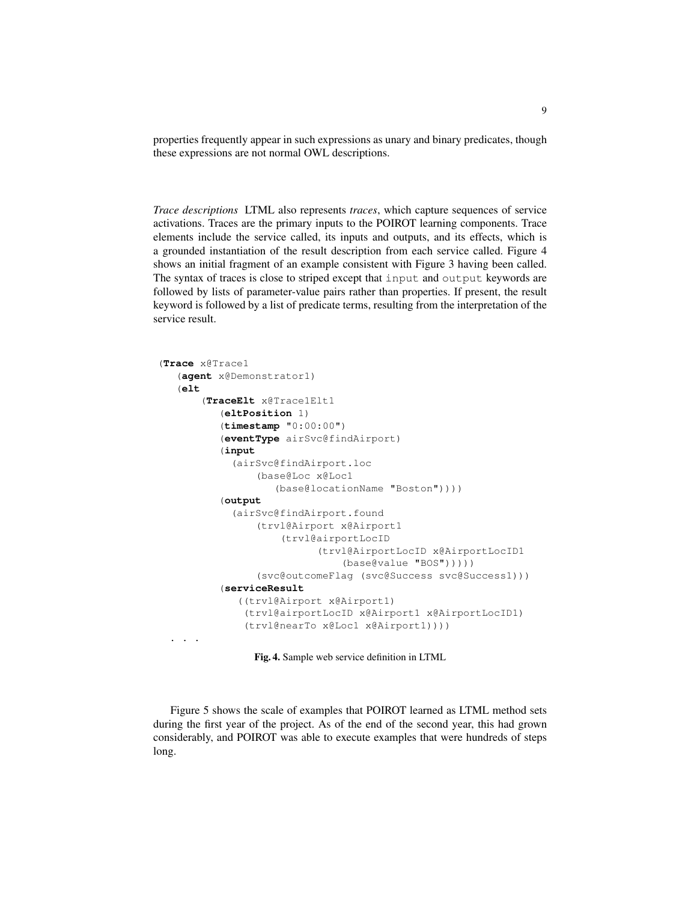properties frequently appear in such expressions as unary and binary predicates, though these expressions are not normal OWL descriptions.

*Trace descriptions* LTML also represents *traces*, which capture sequences of service activations. Traces are the primary inputs to the POIROT learning components. Trace elements include the service called, its inputs and outputs, and its effects, which is a grounded instantiation of the result description from each service called. Figure 4 shows an initial fragment of an example consistent with Figure 3 having been called. The syntax of traces is close to striped except that `input` and `output` keywords are followed by lists of parameter-value pairs rather than properties. If present, the result keyword is followed by a list of predicate terms, resulting from the interpretation of the service result.

```
(Trace x@Trace1
   (agent x@Demonstrator1)
   (elt
      (TraceElt x@Trace1Elt1
         (eltPosition 1)
         (timestamp "0:00:00")
         (eventType airSvc@findAirport)
         (input
           (airSvc@findAirport.loc
              (base@Loc x@Loc1
                 (base@locationName "Boston"))))
         (output
           (airSvc@findAirport.found
              (trvl@Airport x@Airport1
                  (trvl@airportLocID
                       (trvl@AirportLocID x@AirportLocID1
                           (base@value "BOS")))))
              (svc@outcomeFlag (svc@Success svc@Success1)))
         (serviceResult
            ((trvl@Airport x@Airport1)
             (trvl@airportLocID x@Airport1 x@AirportLocID1)
             (trvl@nearTo x@Loc1 x@Airport1))))
  . . .
```

**Fig. 4.** Sample web service definition in LTML

Figure 5 shows the scale of examples that POIROT learned as LTML method sets during the first year of the project. As of the end of the second year, this had grown considerably, and POIROT was able to execute examples that were hundreds of steps long.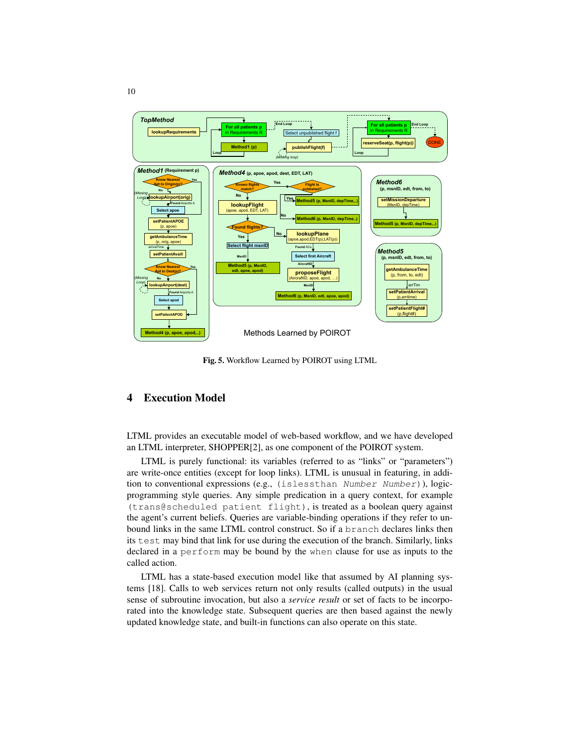**Fig. 5.** Workflow Learned by POIROT using LTML

## 4 Execution Model

LTML provides an executable model of web-based workflow, and we have developed an LTML interpreter, SHOPPER[2], as one component of the POIROT system.

LTML is purely functional: its variables (referred to as "links" or "parameters") are write-once entities (except for loop links). LTML is unusual in featuring, in addition to conventional expressions (e.g., `(islessthan Number Number)`), logic-programming style queries. Any simple predication in a query context, for example `(trans@scheduled patient flight)`, is treated as a boolean query against the agent's current beliefs. Queries are variable-binding operations if they refer to unbound links in the same LTML control construct. So if a `branch` declares links then its `test` may bind that link for use during the execution of the branch. Similarly, links declared in a `perform` may be bound by the `when` clause for use as inputs to the called action.

LTML has a state-based execution model like that assumed by AI planning systems [18]. Calls to web services return not only results (called outputs) in the usual sense of subroutine invocation, but also a *service result* or set of facts to be incorporated into the knowledge state. Subsequent queries are then based against the newly updated knowledge state, and built-in functions can also operate on this state.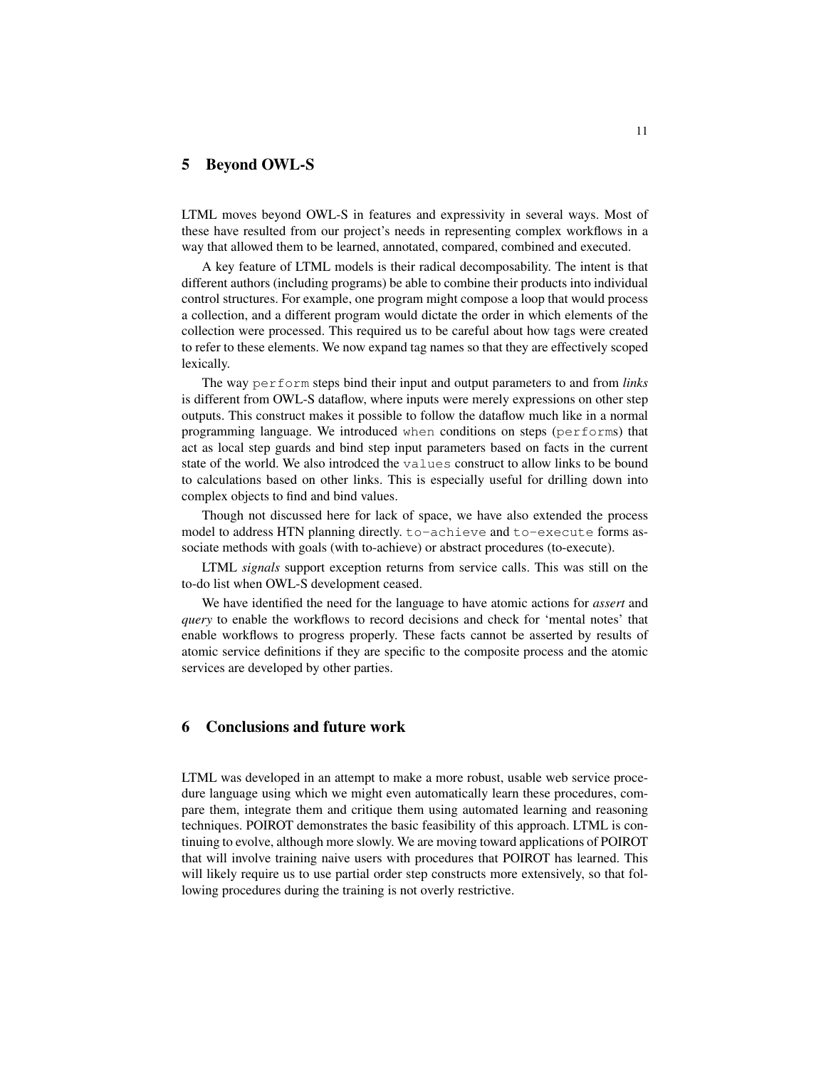## 5 Beyond OWL-S

LTML moves beyond OWL-S in features and expressivity in several ways. Most of these have resulted from our project's needs in representing complex workflows in a way that allowed them to be learned, annotated, compared, combined and executed.

A key feature of LTML models is their radical decomposability. The intent is that different authors (including programs) be able to combine their products into individual control structures. For example, one program might compose a loop that would process a collection, and a different program would dictate the order in which elements of the collection were processed. This required us to be careful about how tags were created to refer to these elements. We now expand tag names so that they are effectively scoped lexically.

The way `perform` steps bind their input and output parameters to and from *links* is different from OWL-S dataflow, where inputs were merely expressions on other step outputs. This construct makes it possible to follow the dataflow much like in a normal programming language. We introduced `when` conditions on steps (`perform`s) that act as local step guards and bind step input parameters based on facts in the current state of the world. We also introdced the `values` construct to allow links to be bound to calculations based on other links. This is especially useful for drilling down into complex objects to find and bind values.

Though not discussed here for lack of space, we have also extended the process model to address HTN planning directly. `to-achieve` and `to-execute` forms associate methods with goals (with to-achieve) or abstract procedures (to-execute).

LTML *signals* support exception returns from service calls. This was still on the to-do list when OWL-S development ceased.

We have identified the need for the language to have atomic actions for *assert* and *query* to enable the workflows to record decisions and check for 'mental notes' that enable workflows to progress properly. These facts cannot be asserted by results of atomic service definitions if they are specific to the composite process and the atomic services are developed by other parties.

## 6 Conclusions and future work

LTML was developed in an attempt to make a more robust, usable web service procedure language using which we might even automatically learn these procedures, compare them, integrate them and critique them using automated learning and reasoning techniques. POIROT demonstrates the basic feasibility of this approach. LTML is continuing to evolve, although more slowly. We are moving toward applications of POIROT that will involve training naive users with procedures that POIROT has learned. This will likely require us to use partial order step constructs more extensively, so that following procedures during the training is not overly restrictive.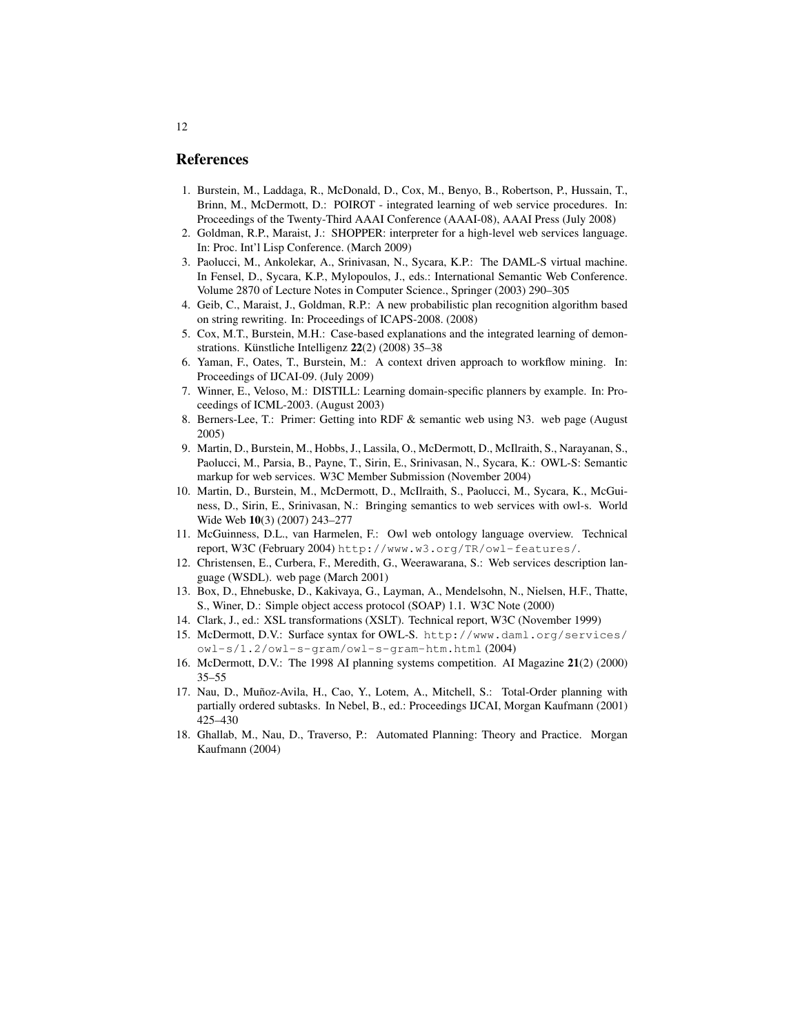## References

1. Burstein, M., Laddaga, R., McDonald, D., Cox, M., Benyo, B., Robertson, P., Hussain, T., Brinn, M., McDermott, D.: POIROT - integrated learning of web service procedures. In: Proceedings of the Twenty-Third AAAI Conference (AAAI-08), AAAI Press (July 2008)
2. Goldman, R.P., Maraist, J.: SHOPPER: interpreter for a high-level web services language. In: Proc. Int'l Lisp Conference. (March 2009)
3. Paolucci, M., Ankolekar, A., Srinivasan, N., Sycara, K.P.: The DAML-S virtual machine. In Fensel, D., Sycara, K.P., Mylopoulos, J., eds.: International Semantic Web Conference. Volume 2870 of Lecture Notes in Computer Science., Springer (2003) 290–305
4. Geib, C., Maraist, J., Goldman, R.P.: A new probabilistic plan recognition algorithm based on string rewriting. In: Proceedings of ICAPS-2008. (2008)
5. Cox, M.T., Burstein, M.H.: Case-based explanations and the integrated learning of demonstrations. Künstliche Intelligenz **22**(2) (2008) 35–38
6. Yaman, F., Oates, T., Burstein, M.: A context driven approach to workflow mining. In: Proceedings of IJCAI-09. (July 2009)
7. Winner, E., Veloso, M.: DISTILL: Learning domain-specific planners by example. In: Proceedings of ICML-2003. (August 2003)
8. Berners-Lee, T.: Primer: Getting into RDF & semantic web using N3. web page (August 2005)
9. Martin, D., Burstein, M., Hobbs, J., Lassila, O., McDermott, D., McIlraith, S., Narayanan, S., Paolucci, M., Parsia, B., Payne, T., Sirin, E., Srinivasan, N., Sycara, K.: OWL-S: Semantic markup for web services. W3C Member Submission (November 2004)
10. Martin, D., Burstein, M., McDermott, D., McIlraith, S., Paolucci, M., Sycara, K., McGuiness, D., Sirin, E., Srinivasan, N.: Bringing semantics to web services with owl-s. World Wide Web **10**(3) (2007) 243–277
11. McGuinness, D.L., van Harmelen, F.: Owl web ontology language overview. Technical report, W3C (February 2004) `http://www.w3.org/TR/owl-features/`.
12. Christensen, E., Curbera, F., Meredith, G., Weerawarana, S.: Web services description language (WSDL). web page (March 2001)
13. Box, D., Ehnebuske, D., Kakivaya, G., Layman, A., Mendelsohn, N., Nielsen, H.F., Thatte, S., Winer, D.: Simple object access protocol (SOAP) 1.1. W3C Note (2000)
14. Clark, J., ed.: XSL transformations (XSLT). Technical report, W3C (November 1999)
15. McDermott, D.V.: Surface syntax for OWL-S. `http://www.daml.org/services/owl-s/1.2/owl-s-gram/owl-s-gram-htm.html` (2004)
16. McDermott, D.V.: The 1998 AI planning systems competition. AI Magazine **21**(2) (2000) 35–55
17. Nau, D., Muñoz-Avila, H., Cao, Y., Lotem, A., Mitchell, S.: Total-Order planning with partially ordered subtasks. In Nebel, B., ed.: Proceedings IJCAI, Morgan Kaufmann (2001) 425–430
18. Ghallab, M., Nau, D., Traverso, P.: Automated Planning: Theory and Practice. Morgan Kaufmann (2004)